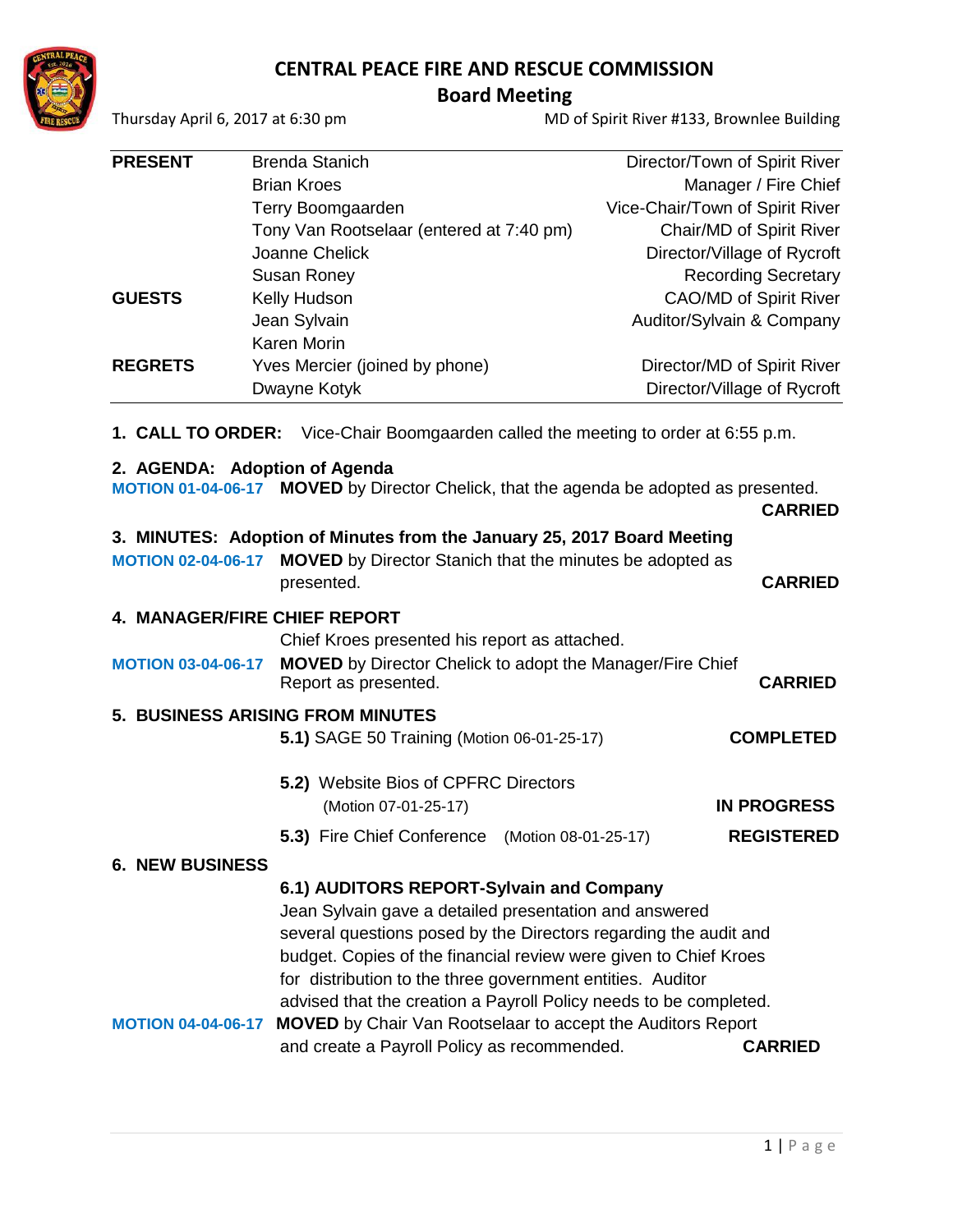# CENTRAL PEACE FIRE AND RESCUE COMMISSION

## Board Meeting

Thursday April 6, 2017 at 6:30 pm — MD of Spirit River #133, Brownlee Building

| | | |
|---|---|---|
| **PRESENT** | Brenda Stanich | Director/Town of Spirit River |
| | Brian Kroes | Manager / Fire Chief |
| | Terry Boomgaarden | Vice-Chair/Town of Spirit River |
| | Tony Van Rootselaar (entered at 7:40 pm) | Chair/MD of Spirit River |
| | Joanne Chelick | Director/Village of Rycroft |
| | Susan Roney | Recording Secretary |
| **GUESTS** | Kelly Hudson | CAO/MD of Spirit River |
| | Jean Sylvain | Auditor/Sylvain & Company |
| | Karen Morin | |
| **REGRETS** | Yves Mercier (joined by phone) | Director/MD of Spirit River |
| | Dwayne Kotyk | Director/Village of Rycroft |

**1. CALL TO ORDER:** Vice-Chair Boomgaarden called the meeting to order at 6:55 p.m.

**2. AGENDA: Adoption of Agenda**

**MOTION 01-04-06-17** **MOVED** by Director Chelick, that the agenda be adopted as presented. **CARRIED**

**3. MINUTES: Adoption of Minutes from the January 25, 2017 Board Meeting**

**MOTION 02-04-06-17** **MOVED** by Director Stanich that the minutes be adopted as presented. **CARRIED**

**4. MANAGER/FIRE CHIEF REPORT**

Chief Kroes presented his report as attached.

**MOTION 03-04-06-17** **MOVED** by Director Chelick to adopt the Manager/Fire Chief Report as presented. **CARRIED**

**5. BUSINESS ARISING FROM MINUTES**

**5.1)** SAGE 50 Training (Motion 06-01-25-17) **COMPLETED**

**5.2)** Website Bios of CPFRC Directors (Motion 07-01-25-17) **IN PROGRESS**

**5.3)** Fire Chief Conference (Motion 08-01-25-17) **REGISTERED**

**6. NEW BUSINESS**

**6.1) AUDITORS REPORT-Sylvain and Company**

Jean Sylvain gave a detailed presentation and answered several questions posed by the Directors regarding the audit and budget. Copies of the financial review were given to Chief Kroes for distribution to the three government entities. Auditor advised that the creation a Payroll Policy needs to be completed.

**MOTION 04-04-06-17** **MOVED** by Chair Van Rootselaar to accept the Auditors Report and create a Payroll Policy as recommended. **CARRIED**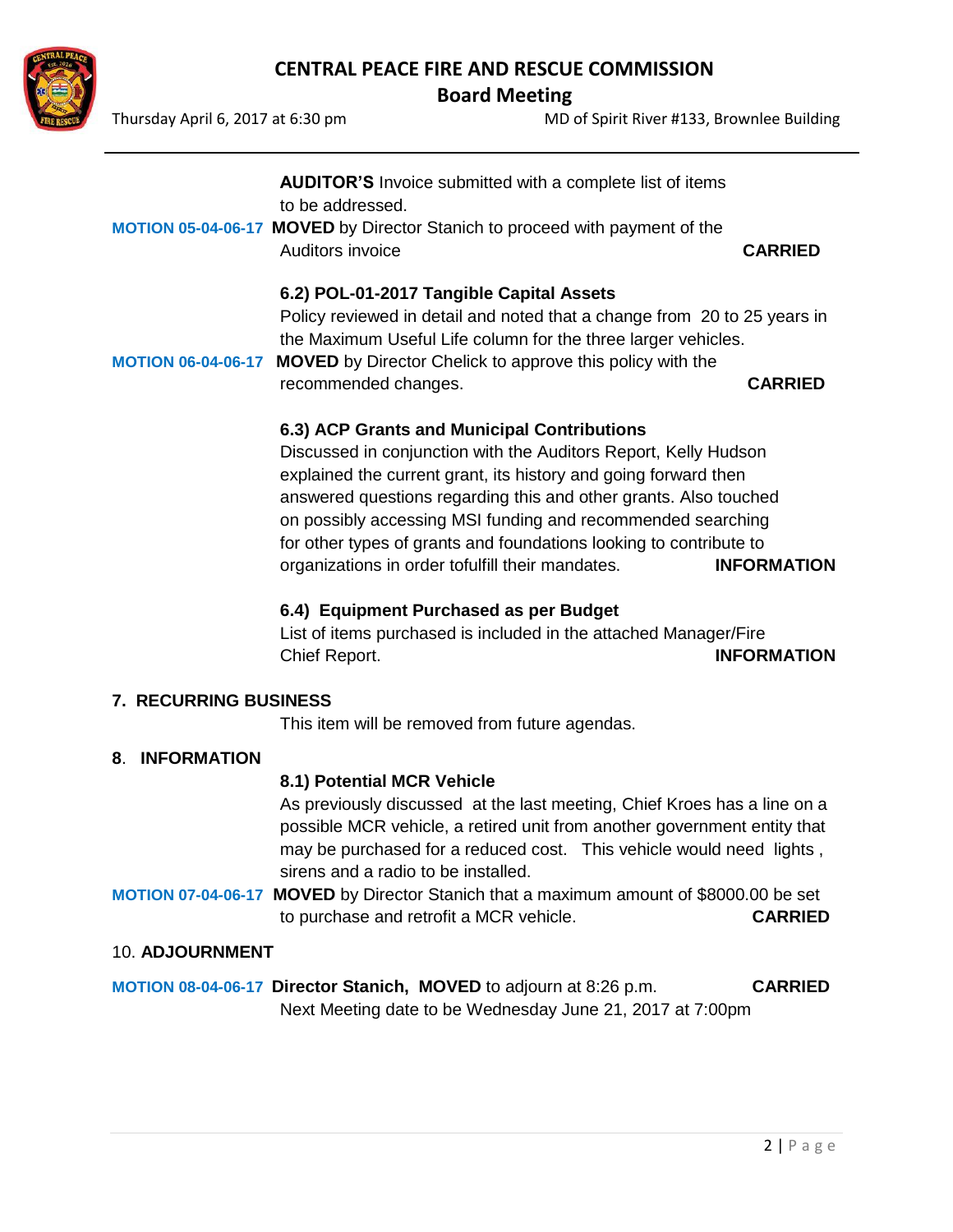**AUDITOR'S** Invoice submitted with a complete list of items to be addressed.

**MOTION 05-04-06-17** **MOVED** by Director Stanich to proceed with payment of the Auditors invoice **CARRIED**

**6.2) POL-01-2017 Tangible Capital Assets**

Policy reviewed in detail and noted that a change from 20 to 25 years in the Maximum Useful Life column for the three larger vehicles.

**MOTION 06-04-06-17** **MOVED** by Director Chelick to approve this policy with the recommended changes. **CARRIED**

**6.3) ACP Grants and Municipal Contributions**

Discussed in conjunction with the Auditors Report, Kelly Hudson explained the current grant, its history and going forward then answered questions regarding this and other grants. Also touched on possibly accessing MSI funding and recommended searching for other types of grants and foundations looking to contribute to organizations in order tofulfill their mandates. **INFORMATION**

**6.4) Equipment Purchased as per Budget**

List of items purchased is included in the attached Manager/Fire Chief Report. **INFORMATION**

## 7. RECURRING BUSINESS

This item will be removed from future agendas.

## 8. INFORMATION

**8.1) Potential MCR Vehicle**

As previously discussed at the last meeting, Chief Kroes has a line on a possible MCR vehicle, a retired unit from another government entity that may be purchased for a reduced cost. This vehicle would need lights , sirens and a radio to be installed.

**MOTION 07-04-06-17** **MOVED** by Director Stanich that a maximum amount of $8000.00 be set to purchase and retrofit a MCR vehicle. **CARRIED**

## 10. ADJOURNMENT

**MOTION 08-04-06-17** **Director Stanich, MOVED** to adjourn at 8:26 p.m. **CARRIED**

Next Meeting date to be Wednesday June 21, 2017 at 7:00pm